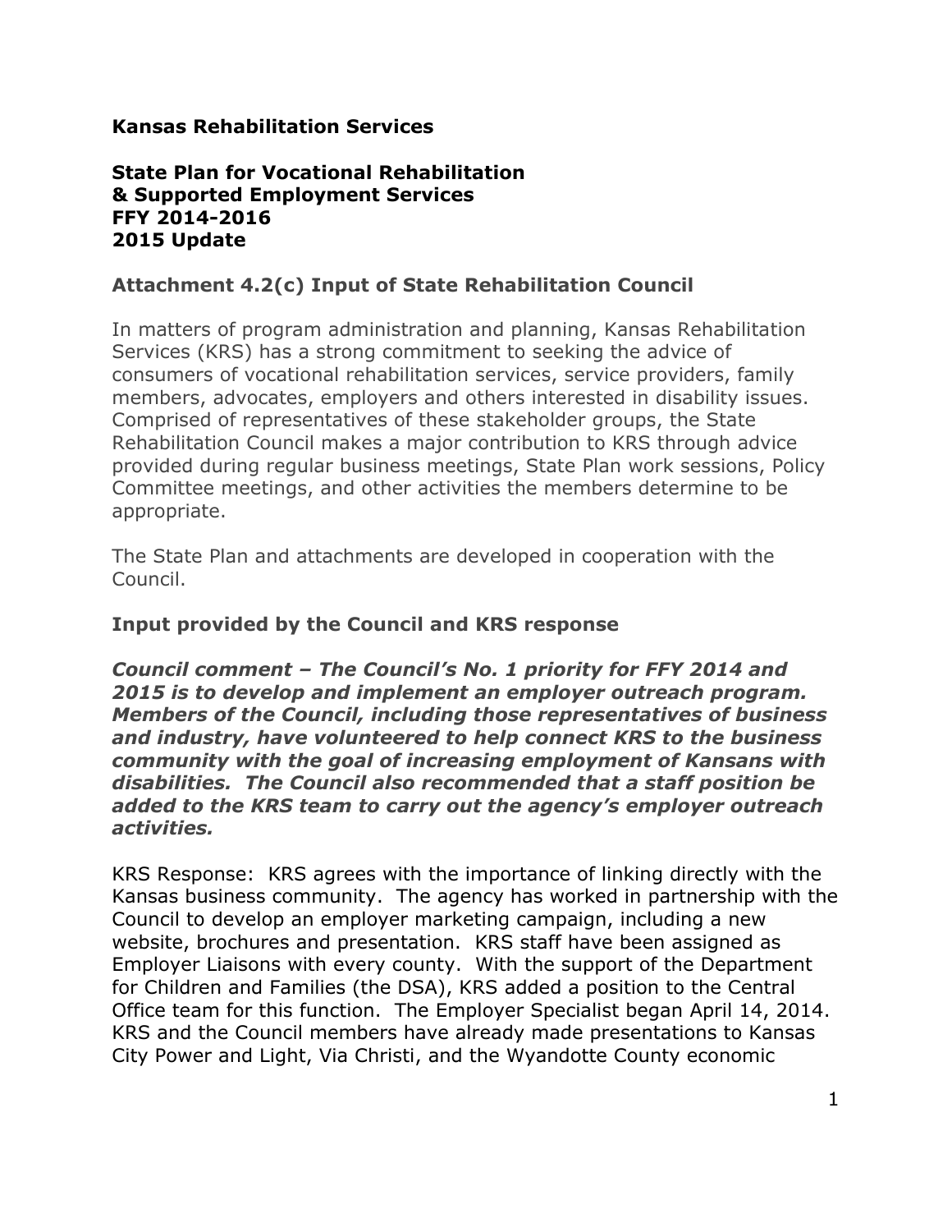**Kansas Rehabilitation Services**

**State Plan for Vocational Rehabilitation**
**& Supported Employment Services**
**FFY 2014-2016**
**2015 Update**

## Attachment 4.2(c) Input of State Rehabilitation Council

In matters of program administration and planning, Kansas Rehabilitation Services (KRS) has a strong commitment to seeking the advice of consumers of vocational rehabilitation services, service providers, family members, advocates, employers and others interested in disability issues. Comprised of representatives of these stakeholder groups, the State Rehabilitation Council makes a major contribution to KRS through advice provided during regular business meetings, State Plan work sessions, Policy Committee meetings, and other activities the members determine to be appropriate.

The State Plan and attachments are developed in cooperation with the Council.

### Input provided by the Council and KRS response

***Council comment – The Council's No. 1 priority for FFY 2014 and 2015 is to develop and implement an employer outreach program. Members of the Council, including those representatives of business and industry, have volunteered to help connect KRS to the business community with the goal of increasing employment of Kansans with disabilities. The Council also recommended that a staff position be added to the KRS team to carry out the agency's employer outreach activities.***

KRS Response: KRS agrees with the importance of linking directly with the Kansas business community. The agency has worked in partnership with the Council to develop an employer marketing campaign, including a new website, brochures and presentation. KRS staff have been assigned as Employer Liaisons with every county. With the support of the Department for Children and Families (the DSA), KRS added a position to the Central Office team for this function. The Employer Specialist began April 14, 2014. KRS and the Council members have already made presentations to Kansas City Power and Light, Via Christi, and the Wyandotte County economic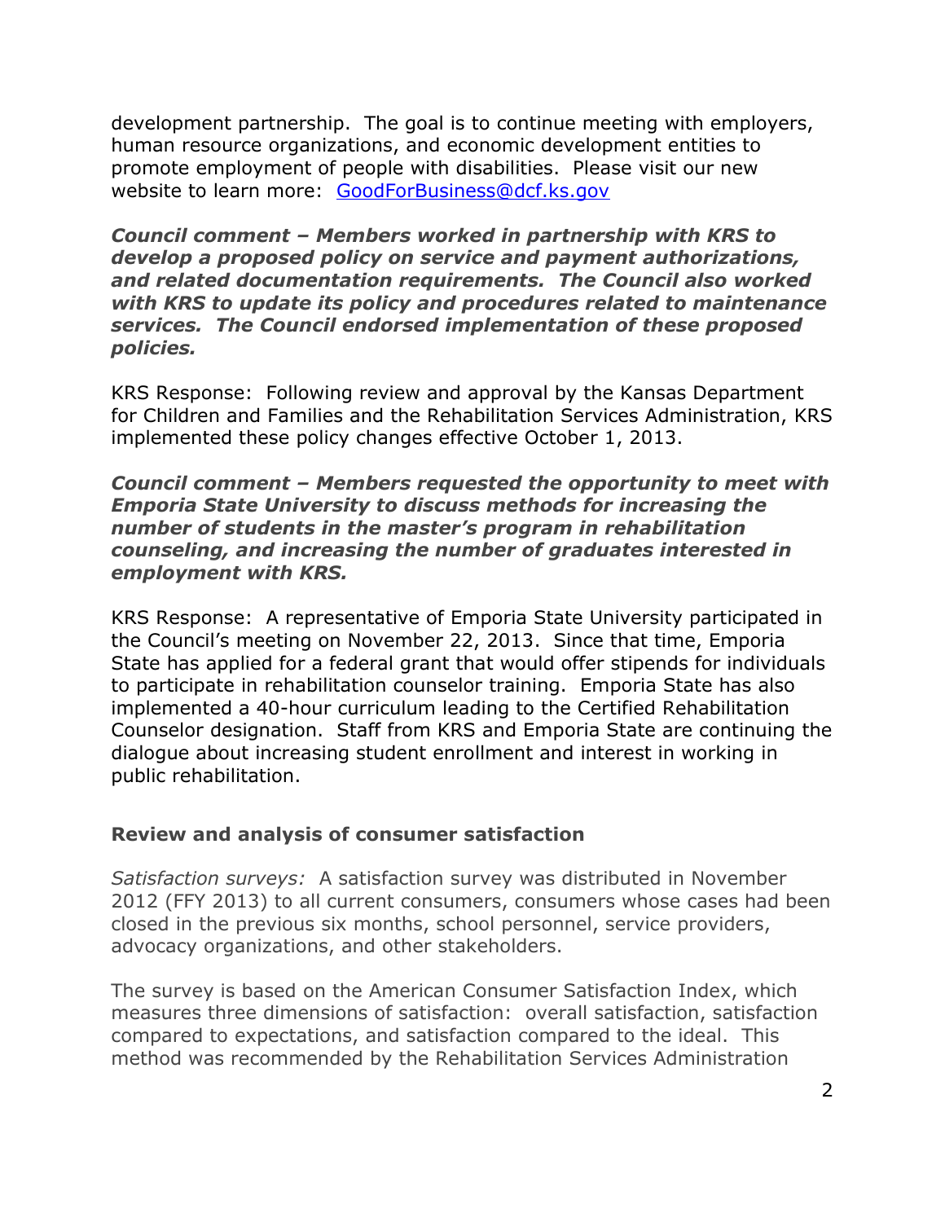development partnership. The goal is to continue meeting with employers, human resource organizations, and economic development entities to promote employment of people with disabilities. Please visit our new website to learn more: [GoodForBusiness@dcf.ks.gov](mailto:GoodForBusiness@dcf.ks.gov)

***Council comment – Members worked in partnership with KRS to develop a proposed policy on service and payment authorizations, and related documentation requirements. The Council also worked with KRS to update its policy and procedures related to maintenance services. The Council endorsed implementation of these proposed policies.***

KRS Response: Following review and approval by the Kansas Department for Children and Families and the Rehabilitation Services Administration, KRS implemented these policy changes effective October 1, 2013.

***Council comment – Members requested the opportunity to meet with Emporia State University to discuss methods for increasing the number of students in the master's program in rehabilitation counseling, and increasing the number of graduates interested in employment with KRS.***

KRS Response: A representative of Emporia State University participated in the Council's meeting on November 22, 2013. Since that time, Emporia State has applied for a federal grant that would offer stipends for individuals to participate in rehabilitation counselor training. Emporia State has also implemented a 40-hour curriculum leading to the Certified Rehabilitation Counselor designation. Staff from KRS and Emporia State are continuing the dialogue about increasing student enrollment and interest in working in public rehabilitation.

## Review and analysis of consumer satisfaction

*Satisfaction surveys:* A satisfaction survey was distributed in November 2012 (FFY 2013) to all current consumers, consumers whose cases had been closed in the previous six months, school personnel, service providers, advocacy organizations, and other stakeholders.

The survey is based on the American Consumer Satisfaction Index, which measures three dimensions of satisfaction: overall satisfaction, satisfaction compared to expectations, and satisfaction compared to the ideal. This method was recommended by the Rehabilitation Services Administration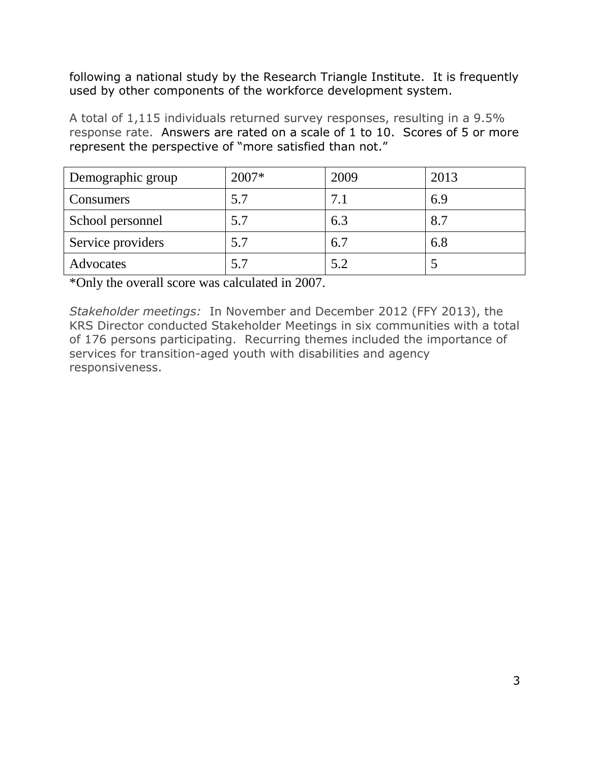following a national study by the Research Triangle Institute. It is frequently used by other components of the workforce development system.

A total of 1,115 individuals returned survey responses, resulting in a 9.5% response rate. Answers are rated on a scale of 1 to 10. Scores of 5 or more represent the perspective of "more satisfied than not."

| Demographic group | 2007* | 2009 | 2013 |
|---|---|---|---|
| Consumers | 5.7 | 7.1 | 6.9 |
| School personnel | 5.7 | 6.3 | 8.7 |
| Service providers | 5.7 | 6.7 | 6.8 |
| Advocates | 5.7 | 5.2 | 5 |

*Only the overall score was calculated in 2007.

*Stakeholder meetings:* In November and December 2012 (FFY 2013), the KRS Director conducted Stakeholder Meetings in six communities with a total of 176 persons participating. Recurring themes included the importance of services for transition-aged youth with disabilities and agency responsiveness.